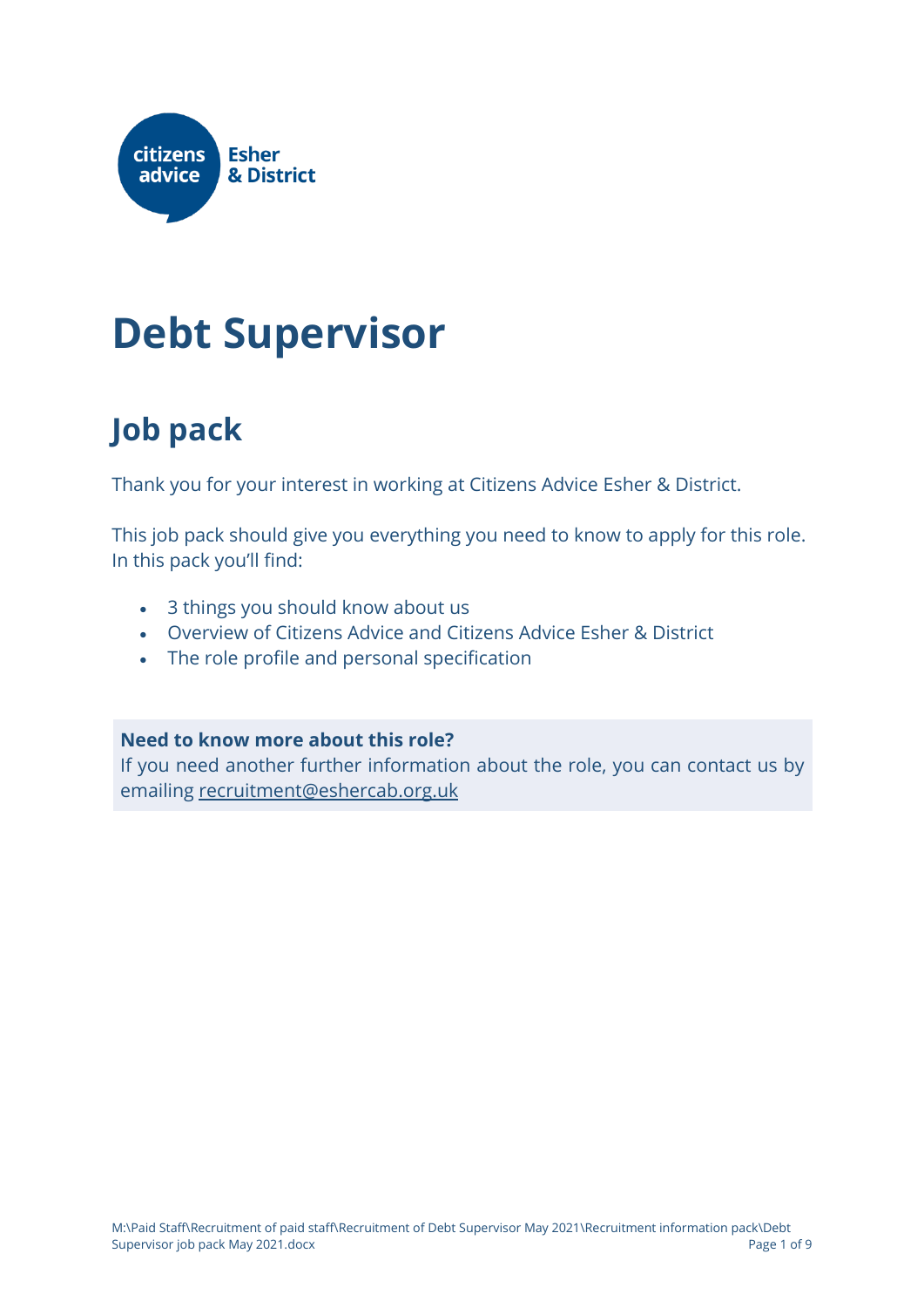citizens advice Esher & District

# Debt Supervisor

## Job pack

Thank you for your interest in working at Citizens Advice Esher & District.

This job pack should give you everything you need to know to apply for this role. In this pack you'll find:

- 3 things you should know about us
- Overview of Citizens Advice and Citizens Advice Esher & District
- The role profile and personal specification

**Need to know more about this role?**
If you need another further information about the role, you can contact us by emailing recruitment@eshercab.org.uk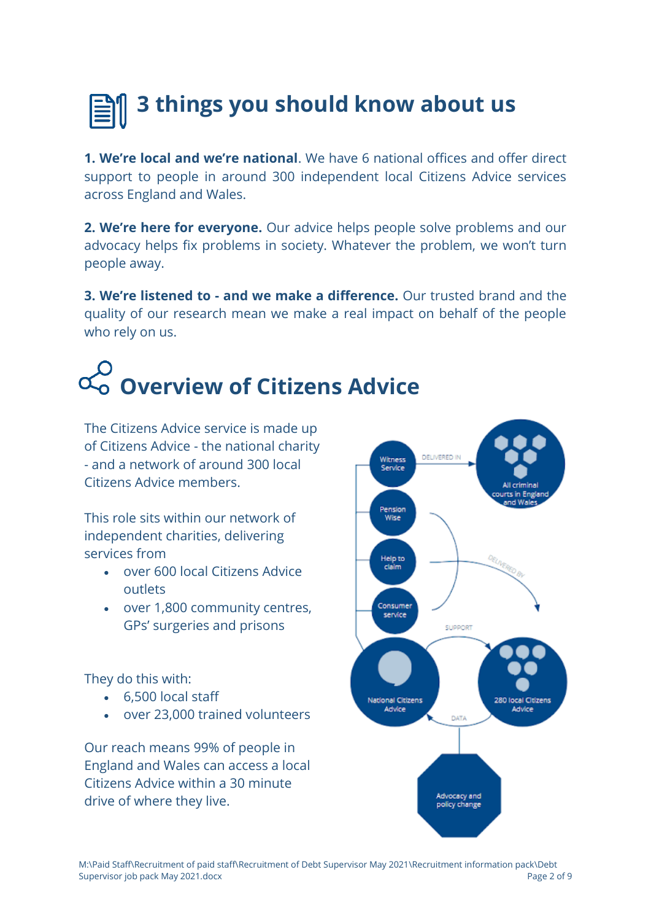# 3 things you should know about us

**1. We're local and we're national**. We have 6 national offices and offer direct support to people in around 300 independent local Citizens Advice services across England and Wales.

**2. We're here for everyone.** Our advice helps people solve problems and our advocacy helps fix problems in society. Whatever the problem, we won't turn people away.

**3. We're listened to - and we make a difference.** Our trusted brand and the quality of our research mean we make a real impact on behalf of the people who rely on us.

# Overview of Citizens Advice

The Citizens Advice service is made up of Citizens Advice - the national charity - and a network of around 300 local Citizens Advice members.

This role sits within our network of independent charities, delivering services from

- over 600 local Citizens Advice outlets
- over 1,800 community centres, GPs' surgeries and prisons

They do this with:

- 6,500 local staff
- over 23,000 trained volunteers

Our reach means 99% of people in England and Wales can access a local Citizens Advice within a 30 minute drive of where they live.

Witness Service — DELIVERED IN — All criminal courts in England and Wales

Pension Wise, Help to claim, Consumer service — DELIVERED BY

National Citizens Advice — SUPPORT — 280 local Citizens Advice

280 local Citizens Advice — DATA — National Citizens Advice

Advocacy and policy change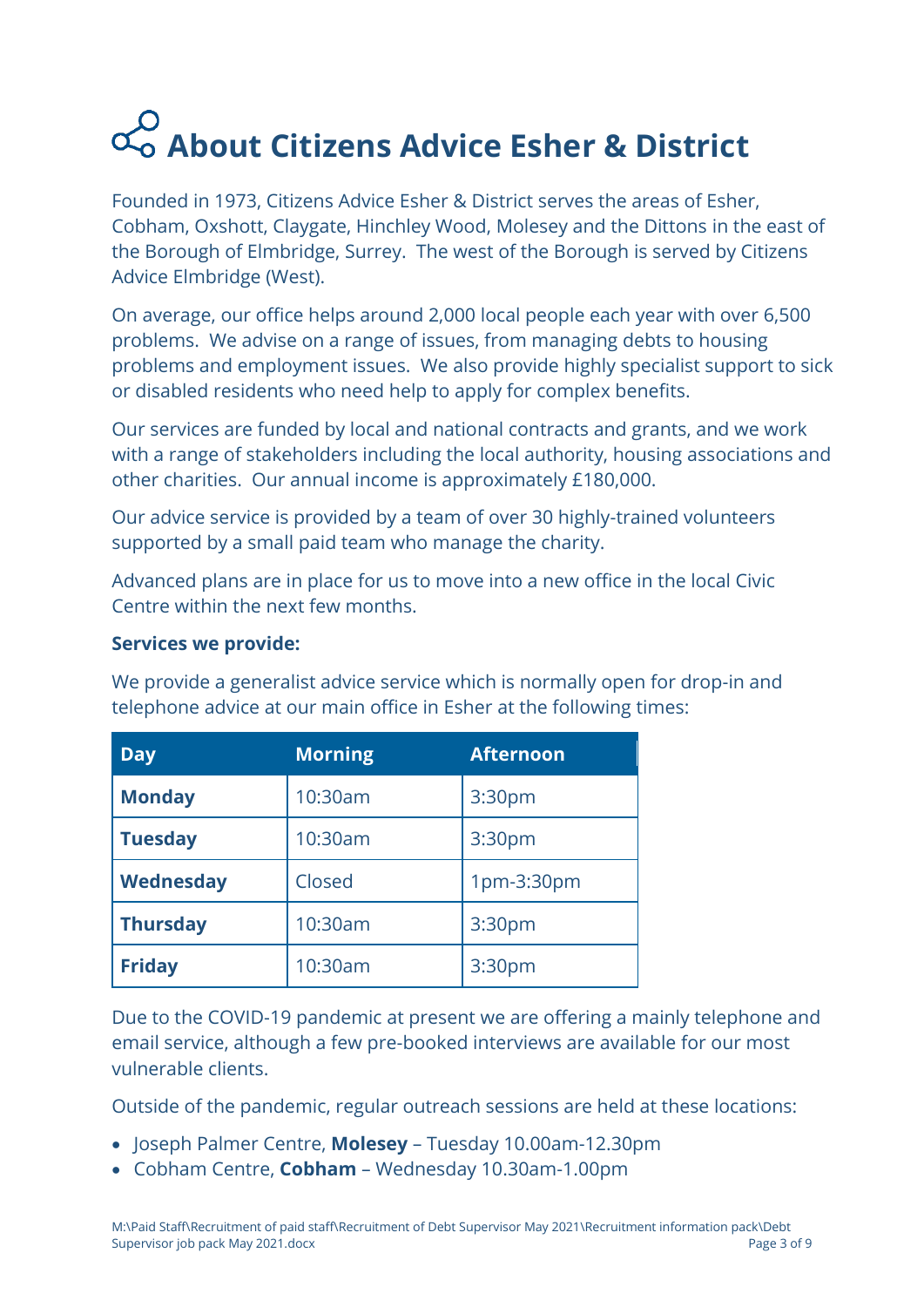# About Citizens Advice Esher & District

Founded in 1973, Citizens Advice Esher & District serves the areas of Esher, Cobham, Oxshott, Claygate, Hinchley Wood, Molesey and the Dittons in the east of the Borough of Elmbridge, Surrey. The west of the Borough is served by Citizens Advice Elmbridge (West).

On average, our office helps around 2,000 local people each year with over 6,500 problems. We advise on a range of issues, from managing debts to housing problems and employment issues. We also provide highly specialist support to sick or disabled residents who need help to apply for complex benefits.

Our services are funded by local and national contracts and grants, and we work with a range of stakeholders including the local authority, housing associations and other charities. Our annual income is approximately £180,000.

Our advice service is provided by a team of over 30 highly-trained volunteers supported by a small paid team who manage the charity.

Advanced plans are in place for us to move into a new office in the local Civic Centre within the next few months.

**Services we provide:**

We provide a generalist advice service which is normally open for drop-in and telephone advice at our main office in Esher at the following times:

| Day | Morning | Afternoon |
|---|---|---|
| **Monday** | 10:30am | 3:30pm |
| **Tuesday** | 10:30am | 3:30pm |
| **Wednesday** | Closed | 1pm-3:30pm |
| **Thursday** | 10:30am | 3:30pm |
| **Friday** | 10:30am | 3:30pm |

Due to the COVID-19 pandemic at present we are offering a mainly telephone and email service, although a few pre-booked interviews are available for our most vulnerable clients.

Outside of the pandemic, regular outreach sessions are held at these locations:

- Joseph Palmer Centre, **Molesey** – Tuesday 10.00am-12.30pm
- Cobham Centre, **Cobham** – Wednesday 10.30am-1.00pm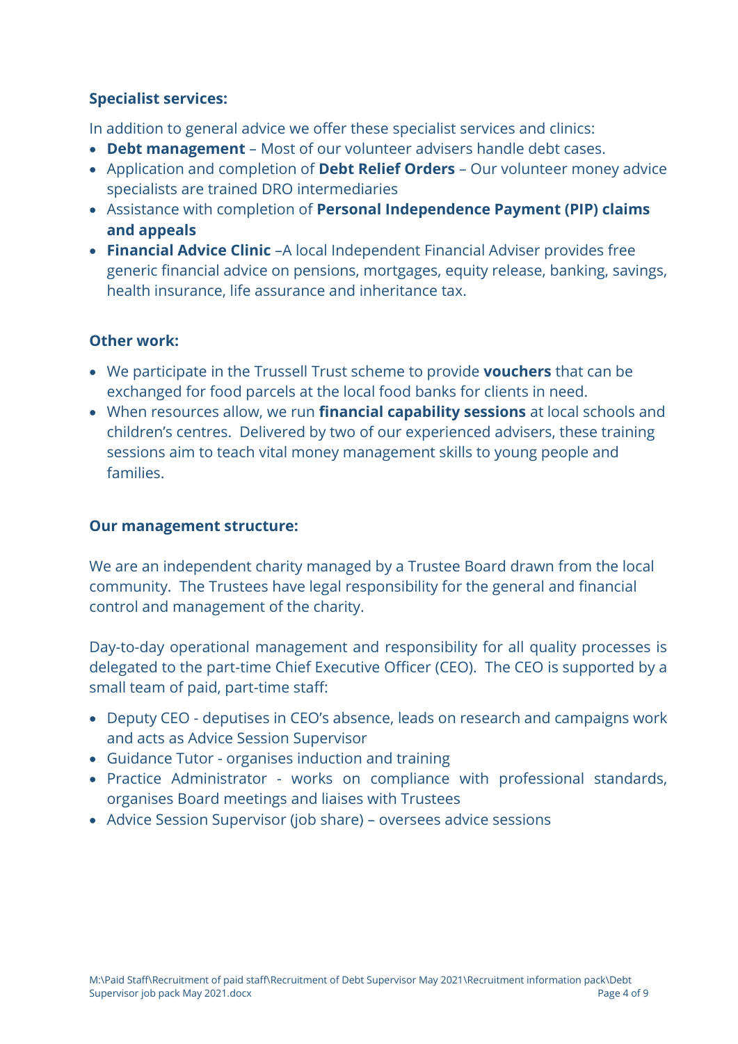**Specialist services:**

In addition to general advice we offer these specialist services and clinics:

- **Debt management** – Most of our volunteer advisers handle debt cases.
- Application and completion of **Debt Relief Orders** – Our volunteer money advice specialists are trained DRO intermediaries
- Assistance with completion of **Personal Independence Payment (PIP) claims and appeals**
- **Financial Advice Clinic** –A local Independent Financial Adviser provides free generic financial advice on pensions, mortgages, equity release, banking, savings, health insurance, life assurance and inheritance tax.

**Other work:**

- We participate in the Trussell Trust scheme to provide **vouchers** that can be exchanged for food parcels at the local food banks for clients in need.
- When resources allow, we run **financial capability sessions** at local schools and children's centres. Delivered by two of our experienced advisers, these training sessions aim to teach vital money management skills to young people and families.

**Our management structure:**

We are an independent charity managed by a Trustee Board drawn from the local community. The Trustees have legal responsibility for the general and financial control and management of the charity.

Day-to-day operational management and responsibility for all quality processes is delegated to the part-time Chief Executive Officer (CEO). The CEO is supported by a small team of paid, part-time staff:

- Deputy CEO - deputises in CEO's absence, leads on research and campaigns work and acts as Advice Session Supervisor
- Guidance Tutor - organises induction and training
- Practice Administrator - works on compliance with professional standards, organises Board meetings and liaises with Trustees
- Advice Session Supervisor (job share) – oversees advice sessions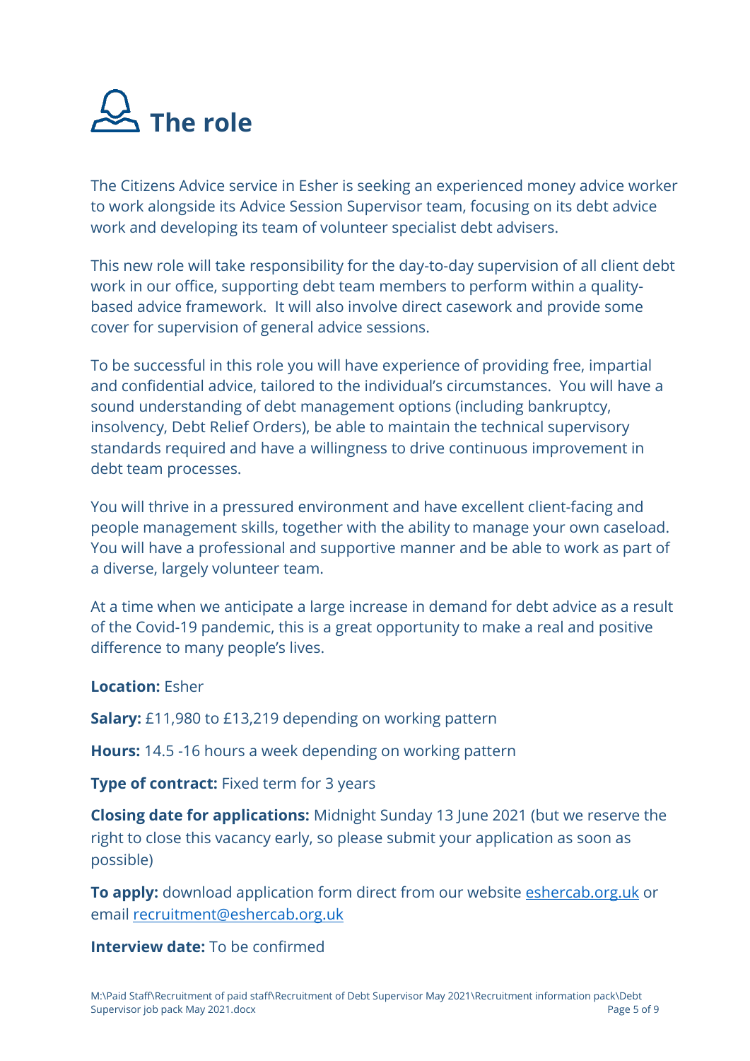# The role

The Citizens Advice service in Esher is seeking an experienced money advice worker to work alongside its Advice Session Supervisor team, focusing on its debt advice work and developing its team of volunteer specialist debt advisers.

This new role will take responsibility for the day-to-day supervision of all client debt work in our office, supporting debt team members to perform within a quality-based advice framework. It will also involve direct casework and provide some cover for supervision of general advice sessions.

To be successful in this role you will have experience of providing free, impartial and confidential advice, tailored to the individual's circumstances. You will have a sound understanding of debt management options (including bankruptcy, insolvency, Debt Relief Orders), be able to maintain the technical supervisory standards required and have a willingness to drive continuous improvement in debt team processes.

You will thrive in a pressured environment and have excellent client-facing and people management skills, together with the ability to manage your own caseload. You will have a professional and supportive manner and be able to work as part of a diverse, largely volunteer team.

At a time when we anticipate a large increase in demand for debt advice as a result of the Covid-19 pandemic, this is a great opportunity to make a real and positive difference to many people's lives.

**Location:** Esher

**Salary:** £11,980 to £13,219 depending on working pattern

**Hours:** 14.5 -16 hours a week depending on working pattern

**Type of contract:** Fixed term for 3 years

**Closing date for applications:** Midnight Sunday 13 June 2021 (but we reserve the right to close this vacancy early, so please submit your application as soon as possible)

**To apply:** download application form direct from our website [eshercab.org.uk](eshercab.org.uk) or email [recruitment@eshercab.org.uk](mailto:recruitment@eshercab.org.uk)

**Interview date:** To be confirmed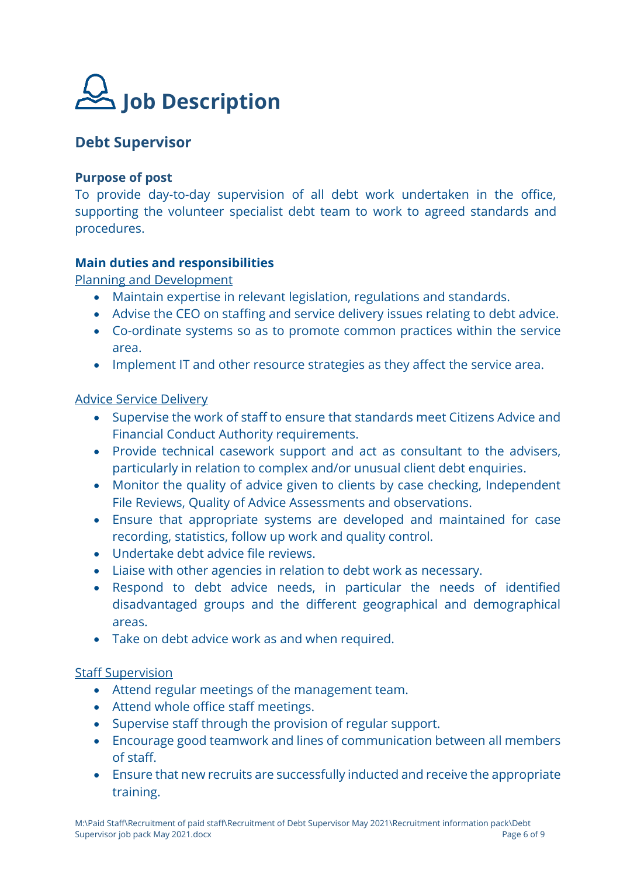# Job Description

## Debt Supervisor

**Purpose of post**

To provide day-to-day supervision of all debt work undertaken in the office, supporting the volunteer specialist debt team to work to agreed standards and procedures.

**Main duties and responsibilities**

Planning and Development

- Maintain expertise in relevant legislation, regulations and standards.
- Advise the CEO on staffing and service delivery issues relating to debt advice.
- Co-ordinate systems so as to promote common practices within the service area.
- Implement IT and other resource strategies as they affect the service area.

Advice Service Delivery

- Supervise the work of staff to ensure that standards meet Citizens Advice and Financial Conduct Authority requirements.
- Provide technical casework support and act as consultant to the advisers, particularly in relation to complex and/or unusual client debt enquiries.
- Monitor the quality of advice given to clients by case checking, Independent File Reviews, Quality of Advice Assessments and observations.
- Ensure that appropriate systems are developed and maintained for case recording, statistics, follow up work and quality control.
- Undertake debt advice file reviews.
- Liaise with other agencies in relation to debt work as necessary.
- Respond to debt advice needs, in particular the needs of identified disadvantaged groups and the different geographical and demographical areas.
- Take on debt advice work as and when required.

Staff Supervision

- Attend regular meetings of the management team.
- Attend whole office staff meetings.
- Supervise staff through the provision of regular support.
- Encourage good teamwork and lines of communication between all members of staff.
- Ensure that new recruits are successfully inducted and receive the appropriate training.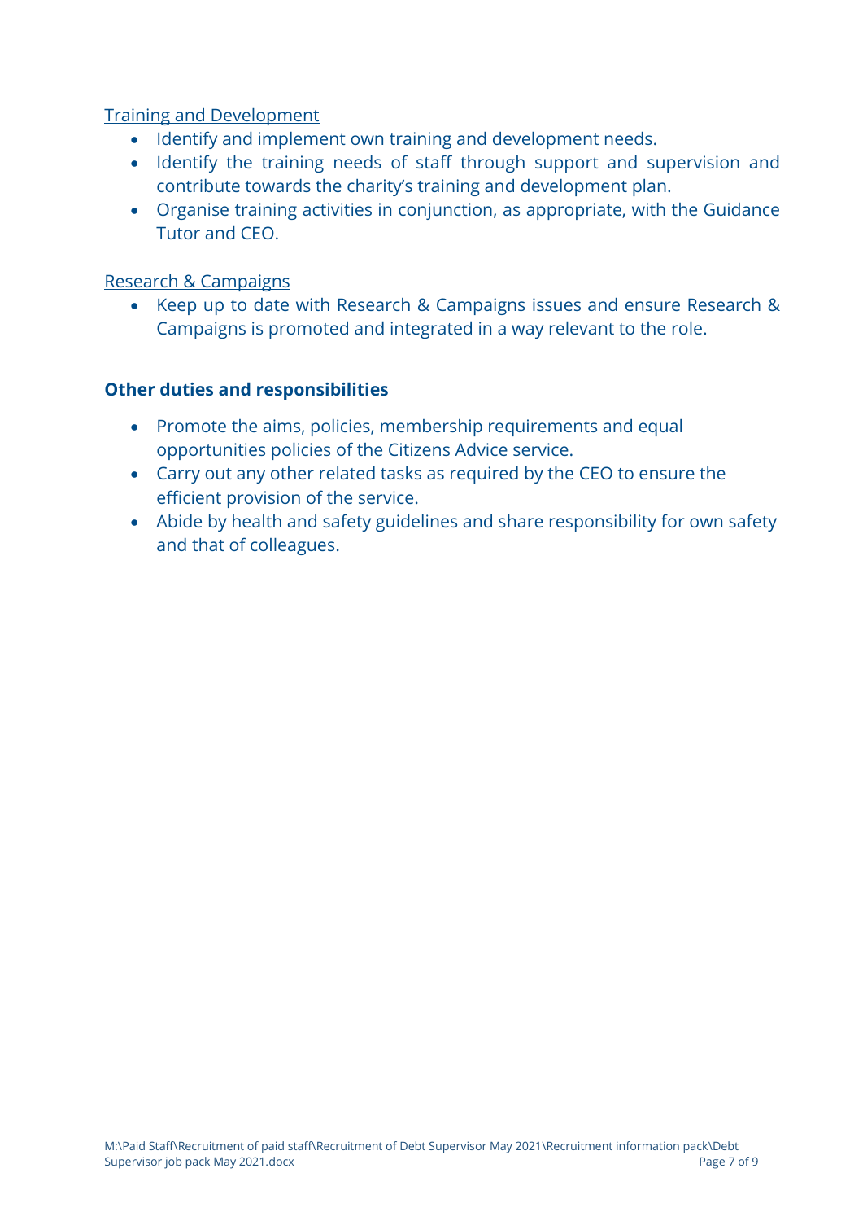<u>Training and Development</u>

- Identify and implement own training and development needs.
- Identify the training needs of staff through support and supervision and contribute towards the charity's training and development plan.
- Organise training activities in conjunction, as appropriate, with the Guidance Tutor and CEO.

<u>Research & Campaigns</u>

- Keep up to date with Research & Campaigns issues and ensure Research & Campaigns is promoted and integrated in a way relevant to the role.

**Other duties and responsibilities**

- Promote the aims, policies, membership requirements and equal opportunities policies of the Citizens Advice service.
- Carry out any other related tasks as required by the CEO to ensure the efficient provision of the service.
- Abide by health and safety guidelines and share responsibility for own safety and that of colleagues.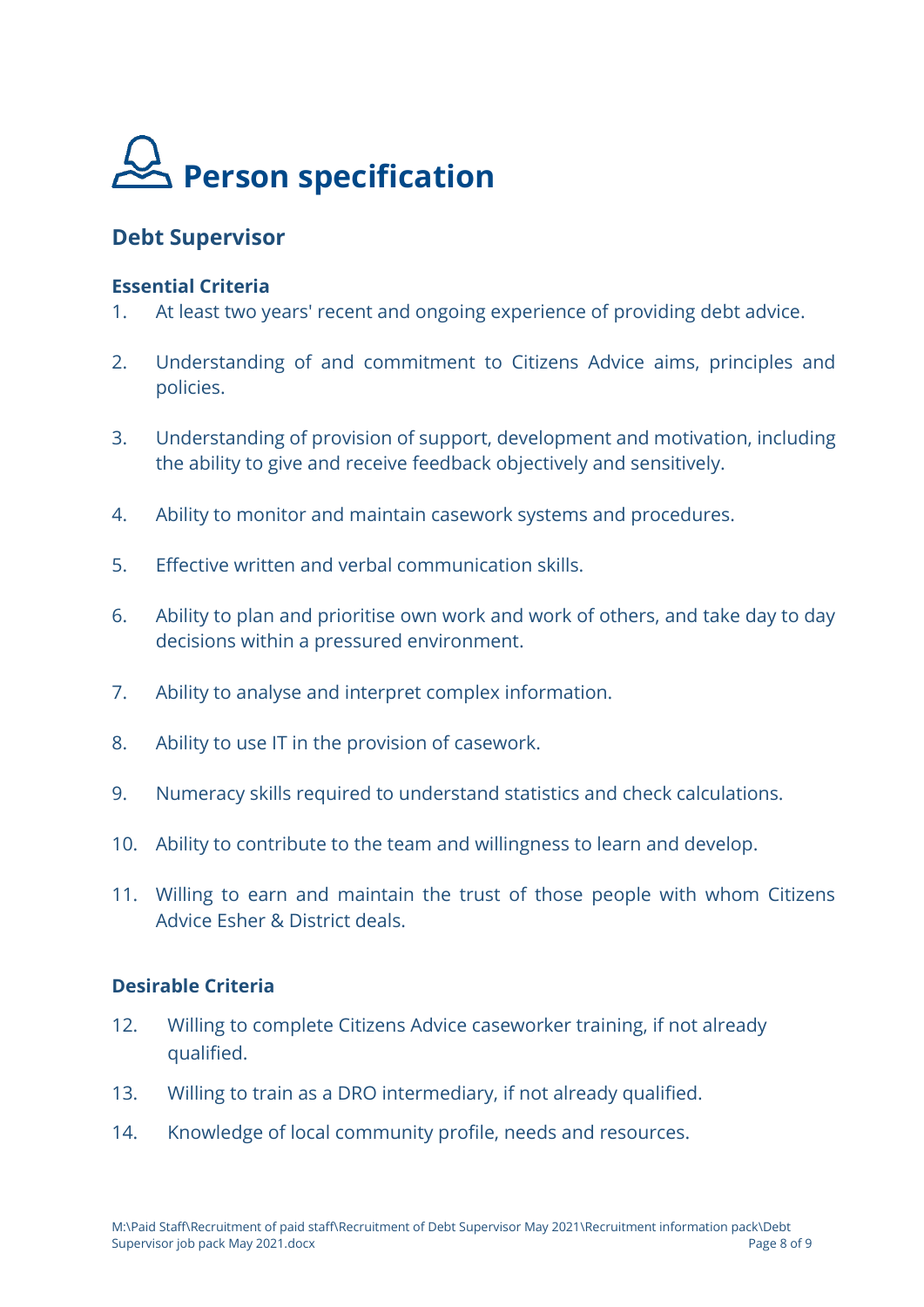# Person specification

## Debt Supervisor

### Essential Criteria

1. At least two years' recent and ongoing experience of providing debt advice.
2. Understanding of and commitment to Citizens Advice aims, principles and policies.
3. Understanding of provision of support, development and motivation, including the ability to give and receive feedback objectively and sensitively.
4. Ability to monitor and maintain casework systems and procedures.
5. Effective written and verbal communication skills.
6. Ability to plan and prioritise own work and work of others, and take day to day decisions within a pressured environment.
7. Ability to analyse and interpret complex information.
8. Ability to use IT in the provision of casework.
9. Numeracy skills required to understand statistics and check calculations.
10. Ability to contribute to the team and willingness to learn and develop.
11. Willing to earn and maintain the trust of those people with whom Citizens Advice Esher & District deals.

### Desirable Criteria

12. Willing to complete Citizens Advice caseworker training, if not already qualified.
13. Willing to train as a DRO intermediary, if not already qualified.
14. Knowledge of local community profile, needs and resources.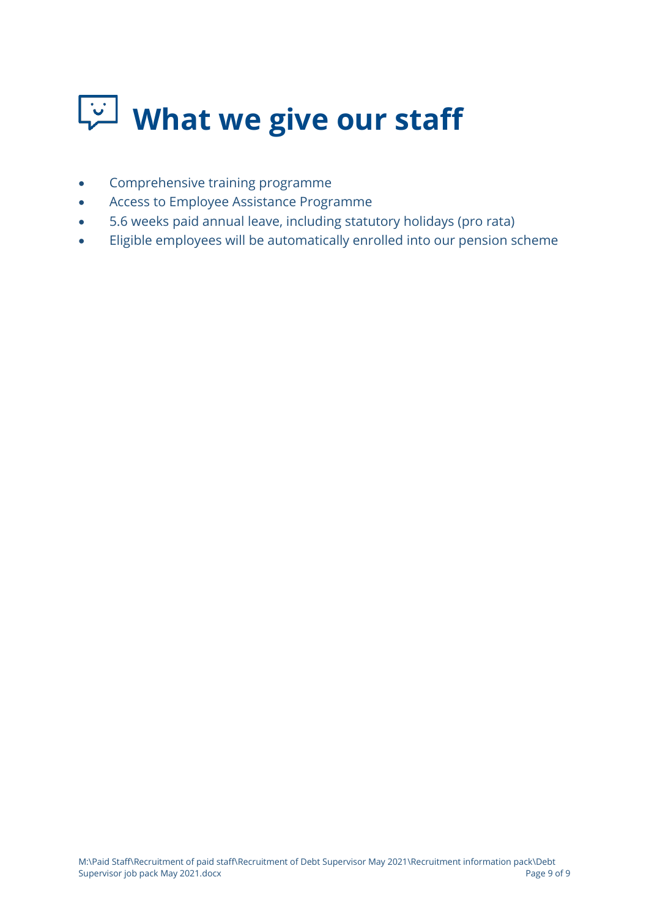# What we give our staff

- Comprehensive training programme
- Access to Employee Assistance Programme
- 5.6 weeks paid annual leave, including statutory holidays (pro rata)
- Eligible employees will be automatically enrolled into our pension scheme